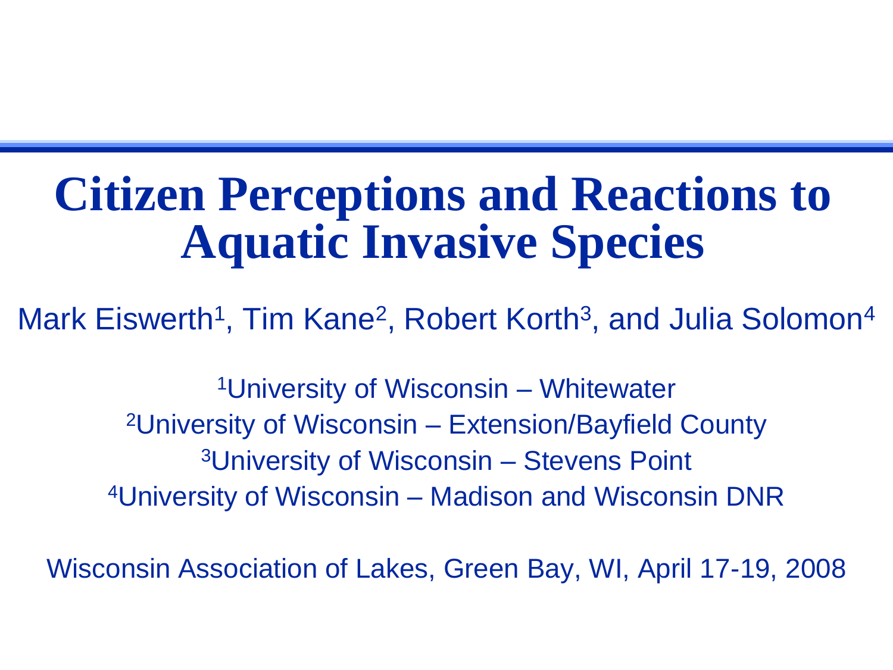# Citizen Perceptions and Reactions to Aquatic Invasive Species

Mark Eiswerth[1], Tim Kane[2], Robert Korth[3], and Julia Solomon[4]

[1]University of Wisconsin – Whitewater
[2]University of Wisconsin – Extension/Bayfield County
[3]University of Wisconsin – Stevens Point
[4]University of Wisconsin – Madison and Wisconsin DNR

Wisconsin Association of Lakes, Green Bay, WI, April 17-19, 2008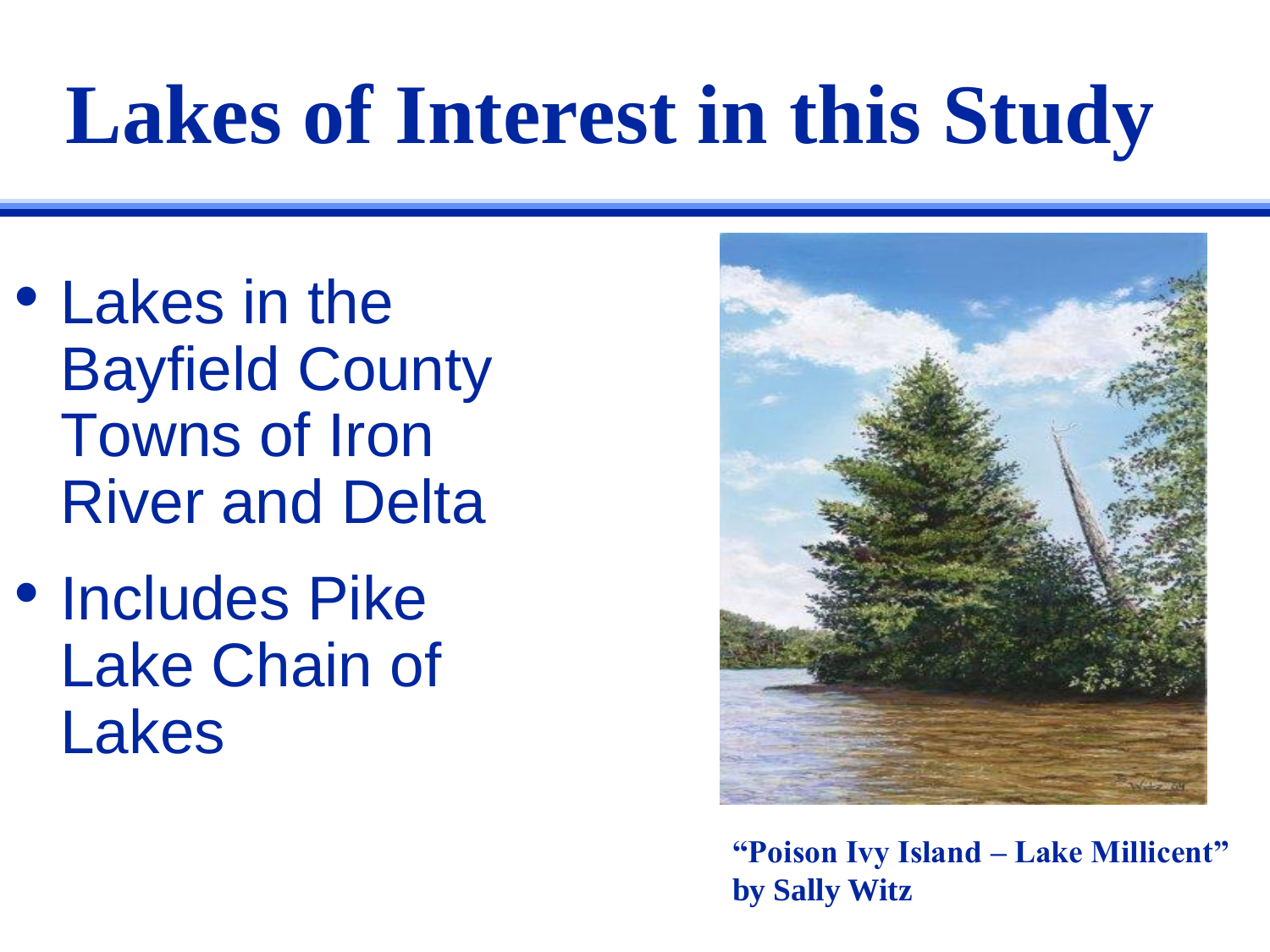# Lakes of Interest in this Study

- Lakes in the Bayfield County Towns of Iron River and Delta
- Includes Pike Lake Chain of Lakes

**"Poison Ivy Island – Lake Millicent" by Sally Witz**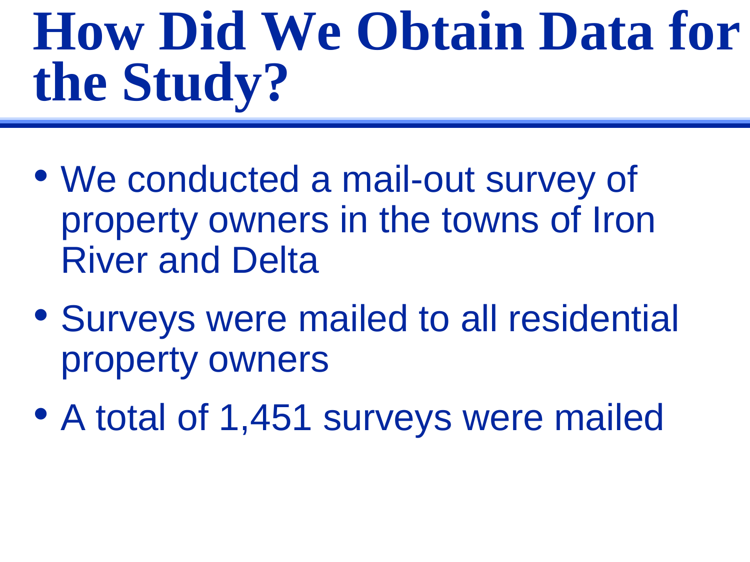# How Did We Obtain Data for the Study?

- We conducted a mail-out survey of property owners in the towns of Iron River and Delta
- Surveys were mailed to all residential property owners
- A total of 1,451 surveys were mailed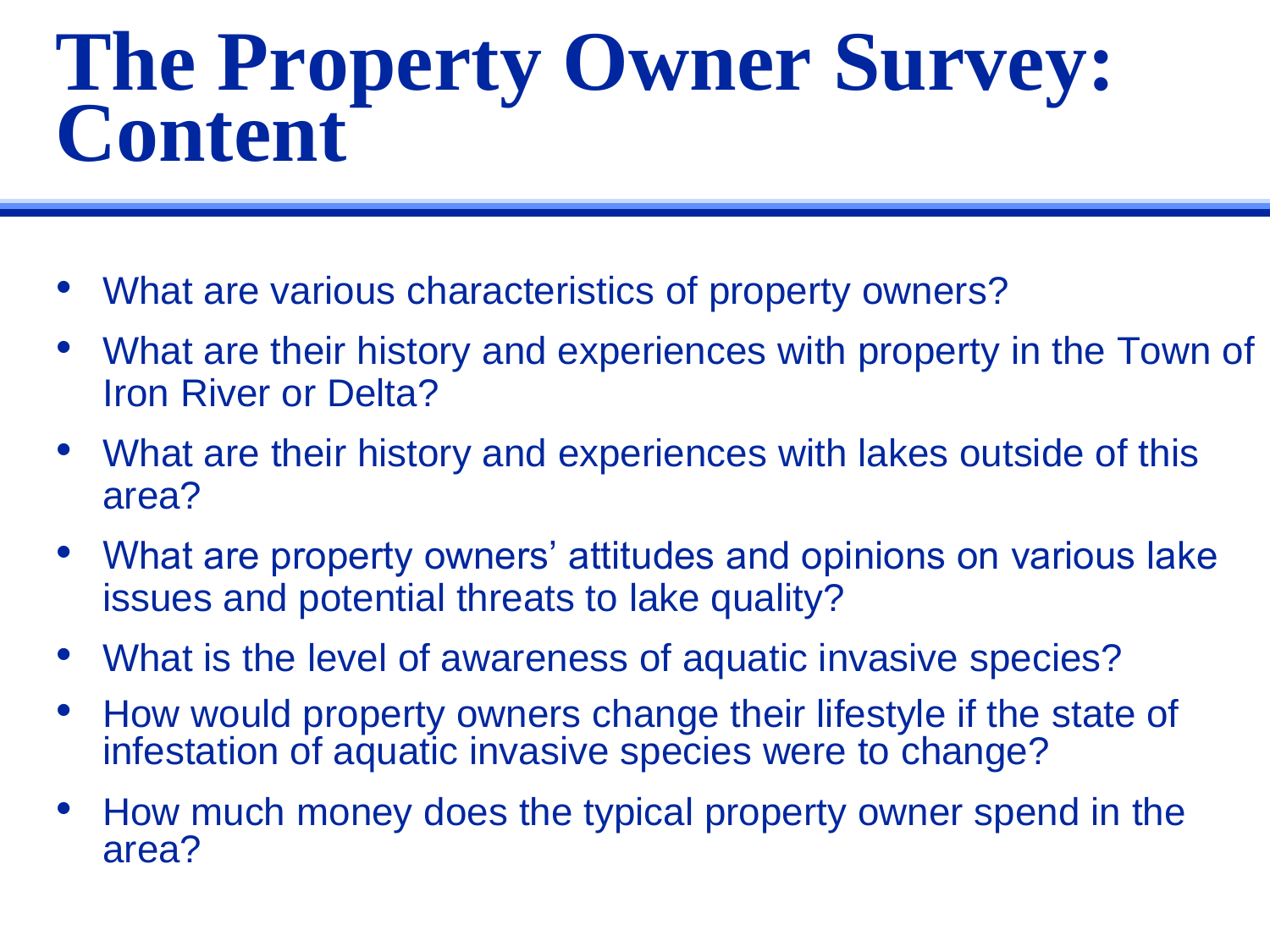# The Property Owner Survey: Content

- What are various characteristics of property owners?
- What are their history and experiences with property in the Town of Iron River or Delta?
- What are their history and experiences with lakes outside of this area?
- What are property owners' attitudes and opinions on various lake issues and potential threats to lake quality?
- What is the level of awareness of aquatic invasive species?
- How would property owners change their lifestyle if the state of infestation of aquatic invasive species were to change?
- How much money does the typical property owner spend in the area?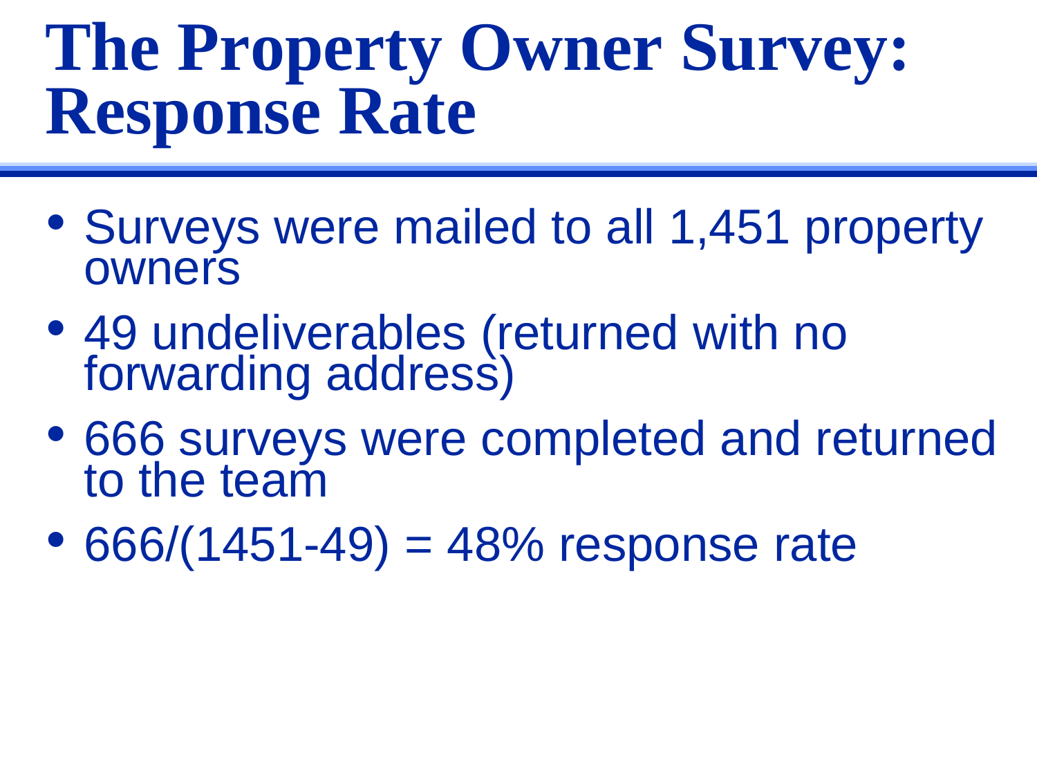# The Property Owner Survey: Response Rate

- Surveys were mailed to all 1,451 property owners
- 49 undeliverables (returned with no forwarding address)
- 666 surveys were completed and returned to the team
- 666/(1451-49) = 48% response rate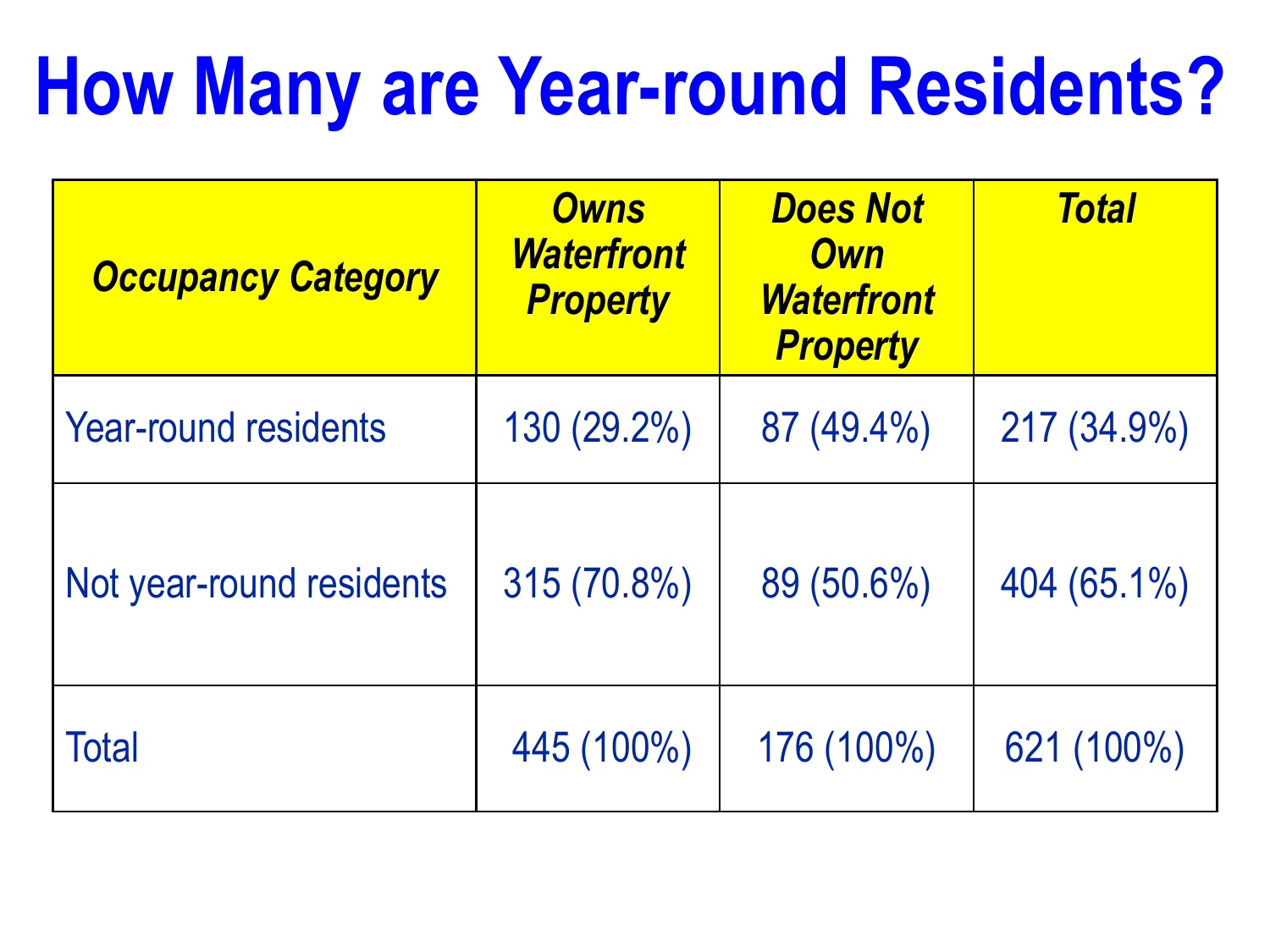# How Many are Year-round Residents?

| *Occupancy Category* | *Owns Waterfront Property* | *Does Not Own Waterfront Property* | *Total* |
|---|---|---|---|
| Year-round residents | 130 (29.2%) | 87 (49.4%) | 217 (34.9%) |
| Not year-round residents | 315 (70.8%) | 89 (50.6%) | 404 (65.1%) |
| Total | 445 (100%) | 176 (100%) | 621 (100%) |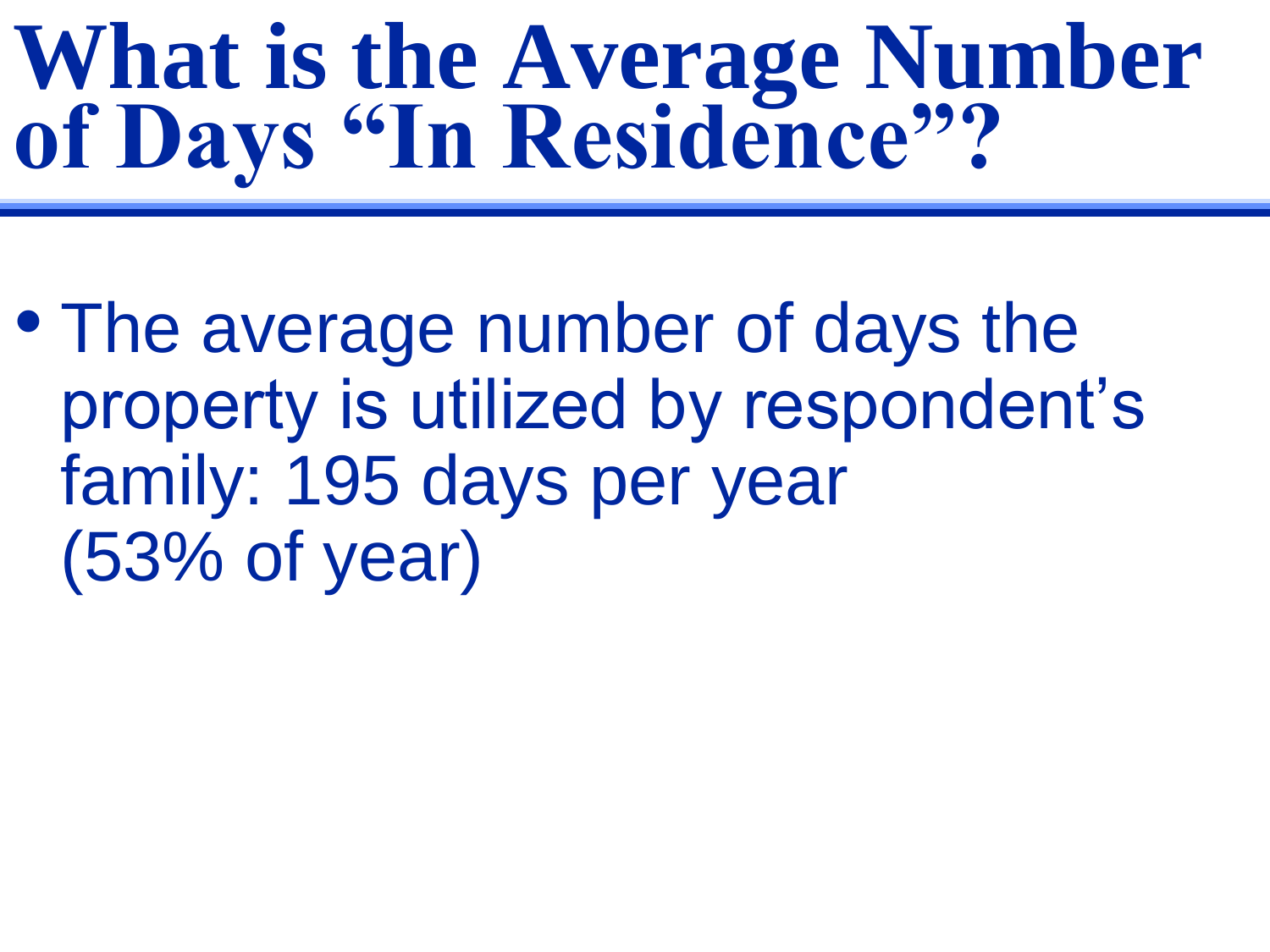# What is the Average Number of Days "In Residence"?

- The average number of days the property is utilized by respondent's family: 195 days per year (53% of year)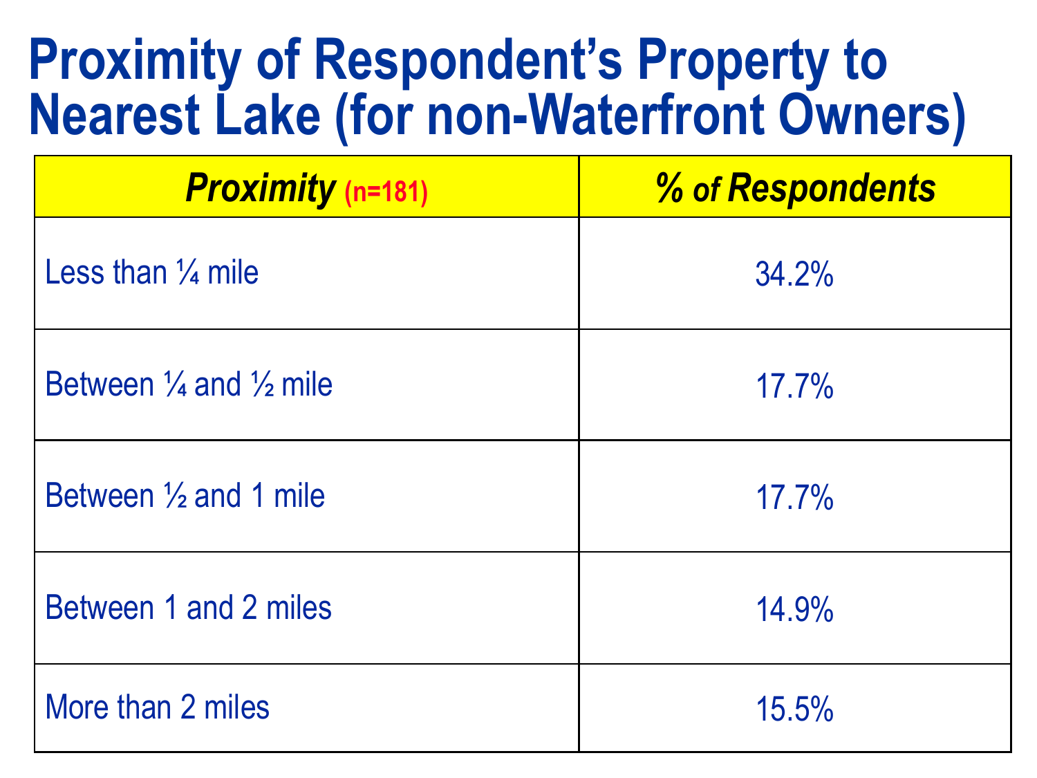# Proximity of Respondent's Property to Nearest Lake (for non-Waterfront Owners)

| ***Proximity*** (n=181) | ***% of Respondents*** |
|---|---|
| Less than ¼ mile | 34.2% |
| Between ¼ and ½ mile | 17.7% |
| Between ½ and 1 mile | 17.7% |
| Between 1 and 2 miles | 14.9% |
| More than 2 miles | 15.5% |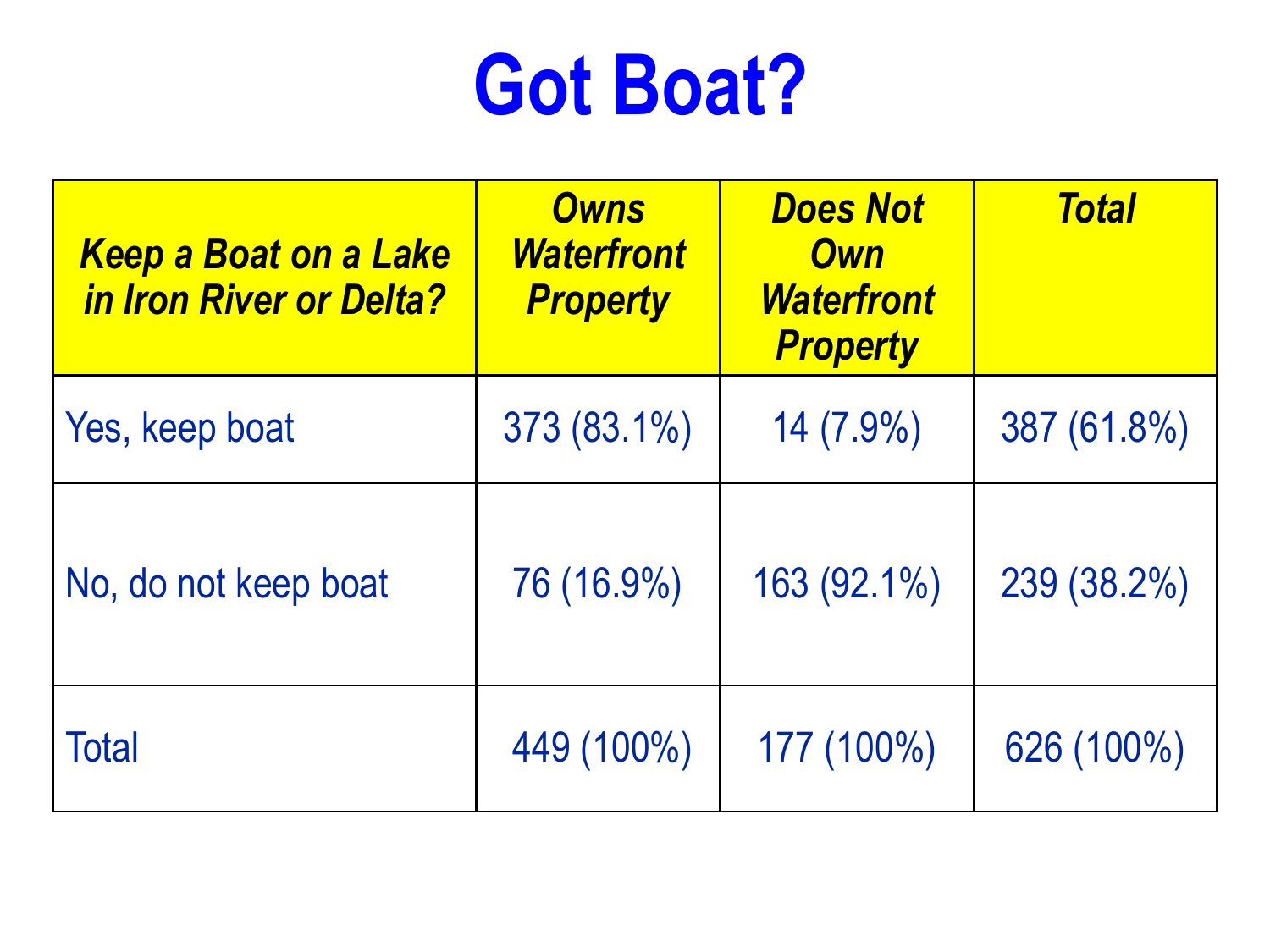# Got Boat?

| *Keep a Boat on a Lake in Iron River or Delta?* | *Owns Waterfront Property* | *Does Not Own Waterfront Property* | *Total* |
|---|---|---|---|
| Yes, keep boat | 373 (83.1%) | 14 (7.9%) | 387 (61.8%) |
| No, do not keep boat | 76 (16.9%) | 163 (92.1%) | 239 (38.2%) |
| Total | 449 (100%) | 177 (100%) | 626 (100%) |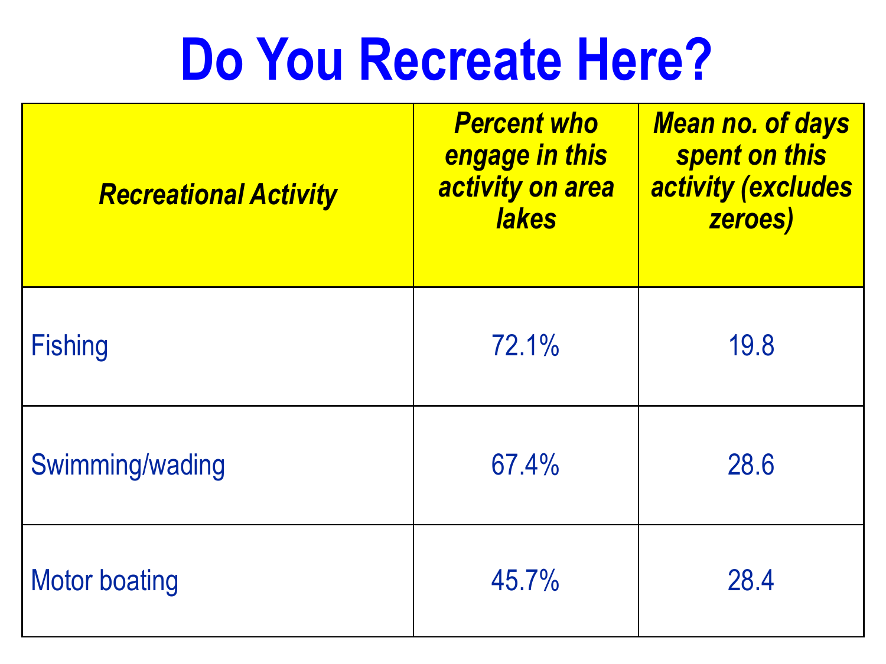# Do You Recreate Here?

| *Recreational Activity* | *Percent who engage in this activity on area lakes* | *Mean no. of days spent on this activity (excludes zeroes)* |
|---|---|---|
| Fishing | 72.1% | 19.8 |
| Swimming/wading | 67.4% | 28.6 |
| Motor boating | 45.7% | 28.4 |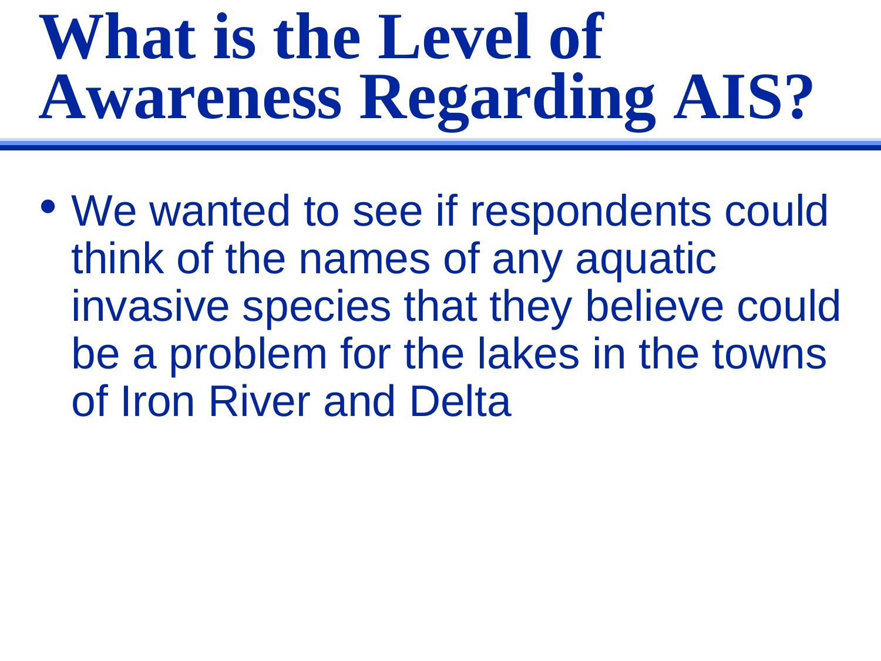# What is the Level of Awareness Regarding AIS?

- We wanted to see if respondents could think of the names of any aquatic invasive species that they believe could be a problem for the lakes in the towns of Iron River and Delta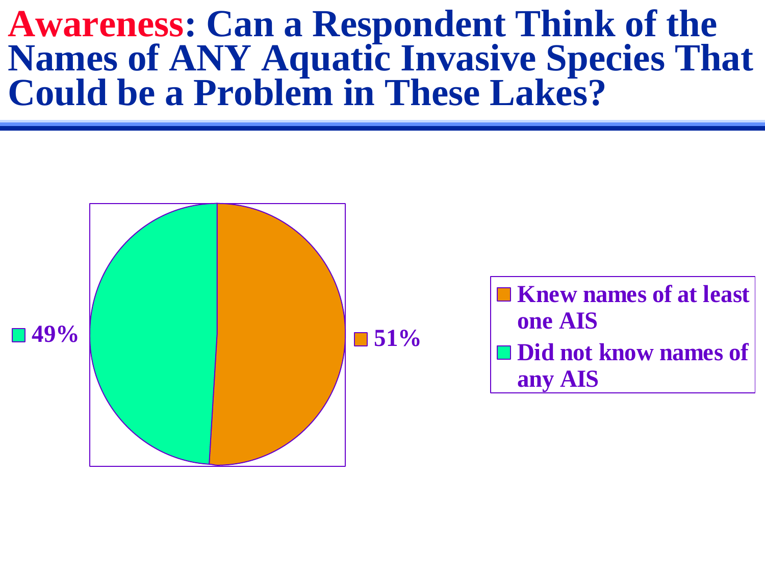# **Awareness**: Can a Respondent Think of the Names of ANY Aquatic Invasive Species That Could be a Problem in These Lakes?

49%

51%

- Knew names of at least one AIS
- Did not know names of any AIS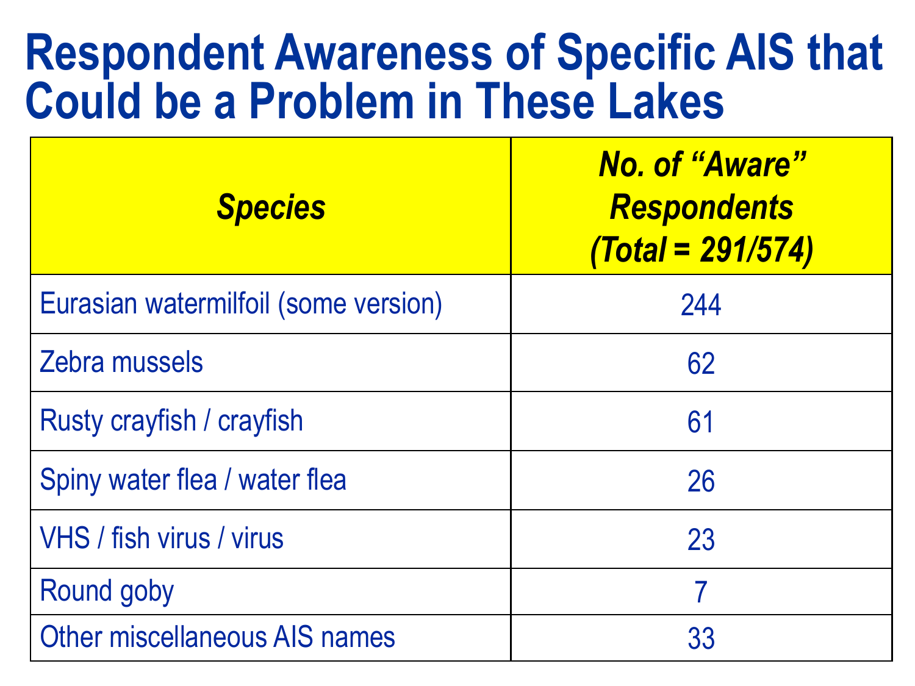# Respondent Awareness of Specific AIS that Could be a Problem in These Lakes

| *Species* | *No. of "Aware" Respondents (Total = 291/574)* |
|---|---|
| Eurasian watermilfoil (some version) | 244 |
| Zebra mussels | 62 |
| Rusty crayfish / crayfish | 61 |
| Spiny water flea / water flea | 26 |
| VHS / fish virus / virus | 23 |
| Round goby | 7 |
| Other miscellaneous AIS names | 33 |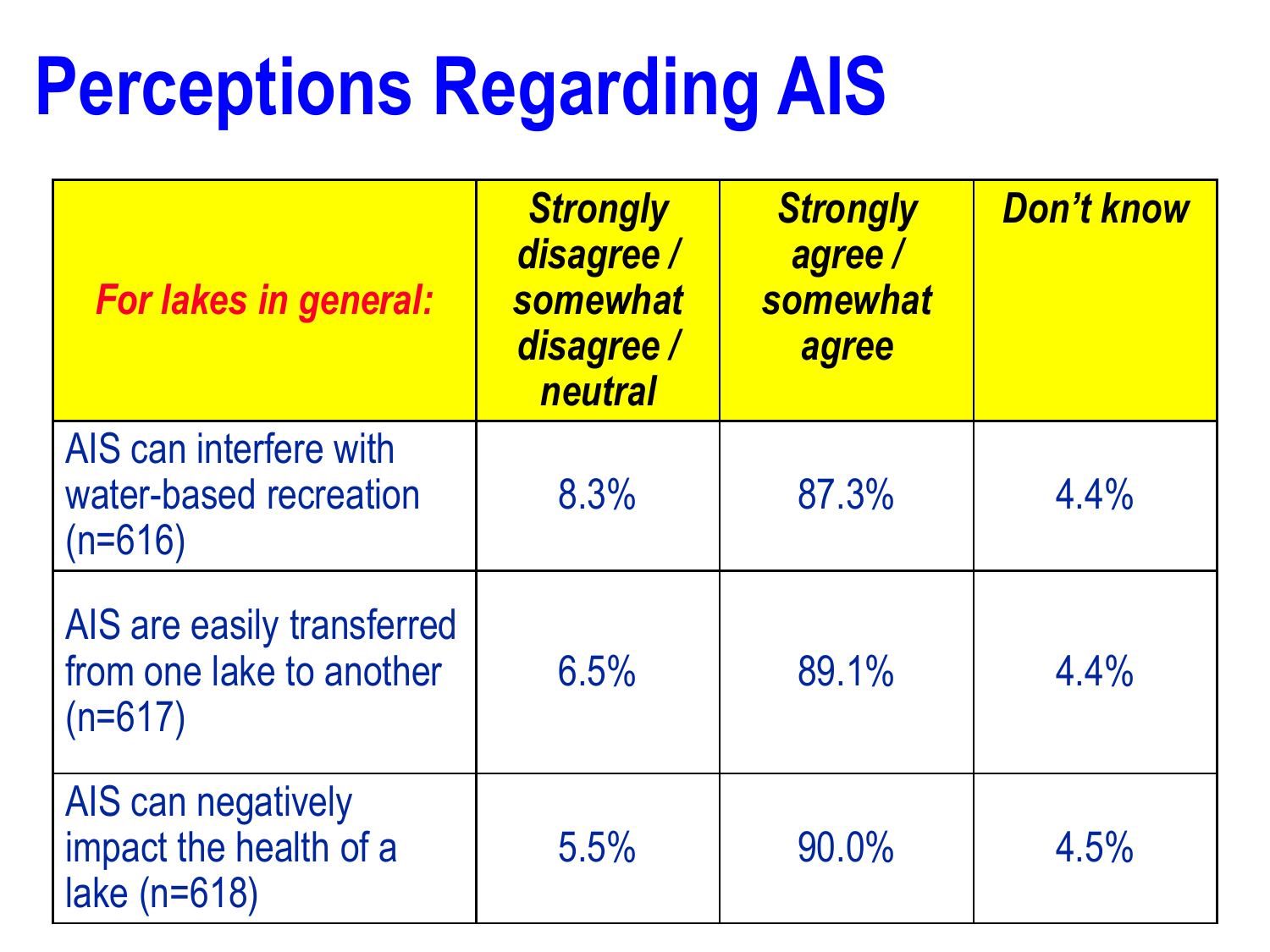# Perceptions Regarding AIS

| *For lakes in general:* | ***Strongly disagree / somewhat disagree / neutral*** | ***Strongly agree / somewhat agree*** | ***Don't know*** |
|---|---|---|---|
| AIS can interfere with water-based recreation (n=616) | 8.3% | 87.3% | 4.4% |
| AIS are easily transferred from one lake to another (n=617) | 6.5% | 89.1% | 4.4% |
| AIS can negatively impact the health of a lake (n=618) | 5.5% | 90.0% | 4.5% |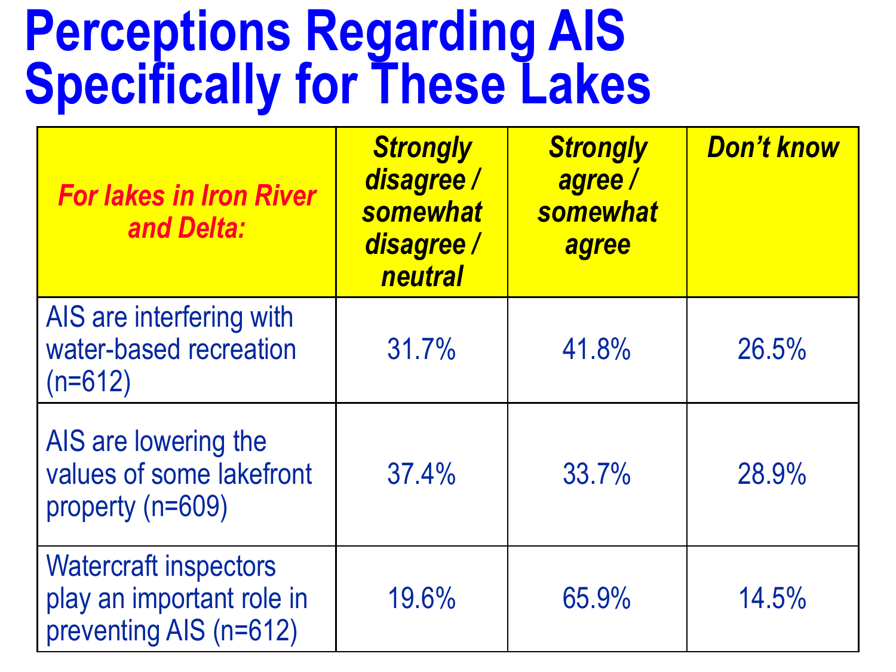# Perceptions Regarding AIS Specifically for These Lakes

| *For lakes in Iron River and Delta:* | ***Strongly disagree / somewhat disagree / neutral*** | ***Strongly agree / somewhat agree*** | ***Don't know*** |
|---|---|---|---|
| AIS are interfering with water-based recreation (n=612) | 31.7% | 41.8% | 26.5% |
| AIS are lowering the values of some lakefront property (n=609) | 37.4% | 33.7% | 28.9% |
| Watercraft inspectors play an important role in preventing AIS (n=612) | 19.6% | 65.9% | 14.5% |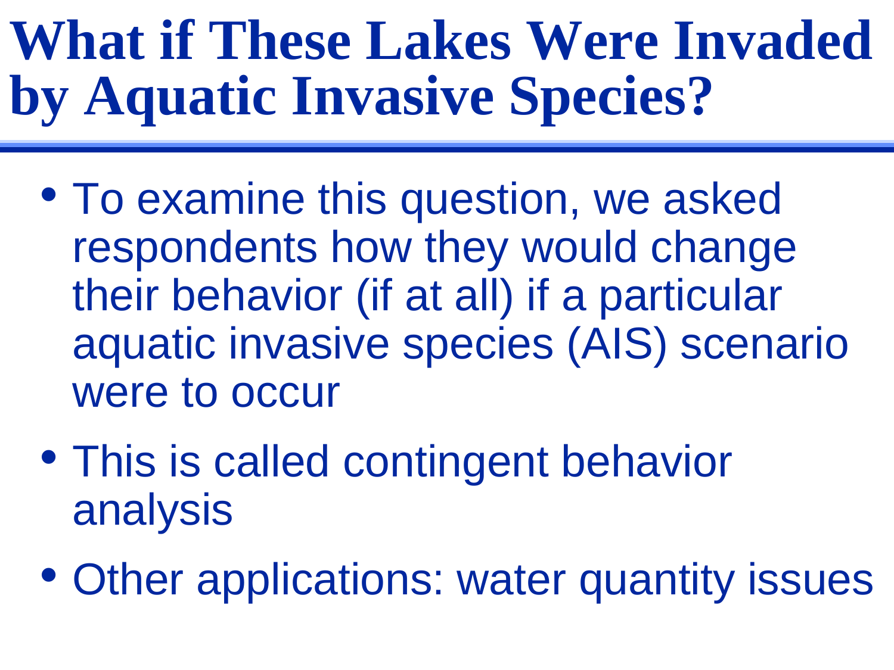# What if These Lakes Were Invaded by Aquatic Invasive Species?

- To examine this question, we asked respondents how they would change their behavior (if at all) if a particular aquatic invasive species (AIS) scenario were to occur
- This is called contingent behavior analysis
- Other applications: water quantity issues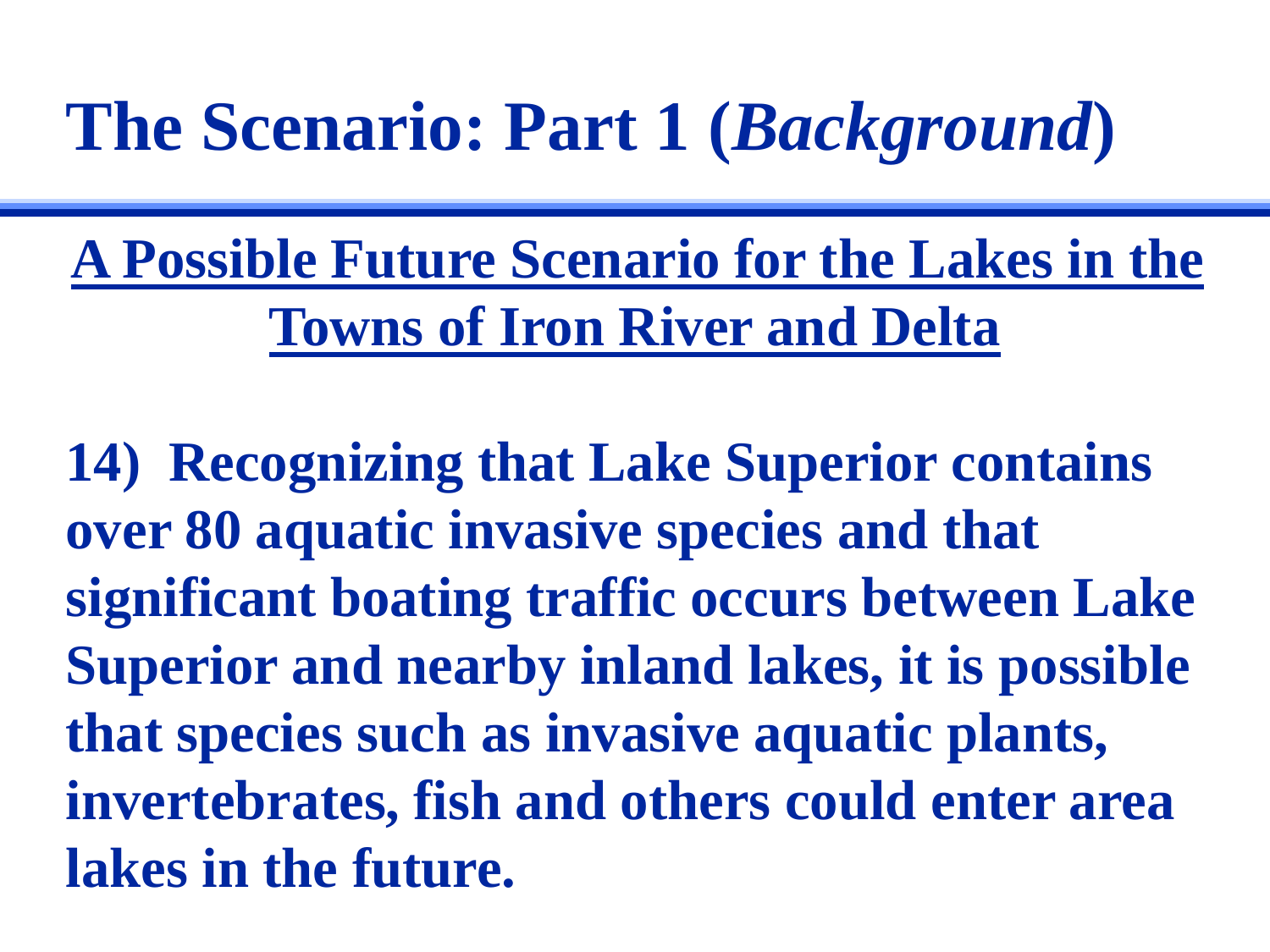# The Scenario: Part 1 (*Background*)

## A Possible Future Scenario for the Lakes in the Towns of Iron River and Delta

**14) Recognizing that Lake Superior contains over 80 aquatic invasive species and that significant boating traffic occurs between Lake Superior and nearby inland lakes, it is possible that species such as invasive aquatic plants, invertebrates, fish and others could enter area lakes in the future.**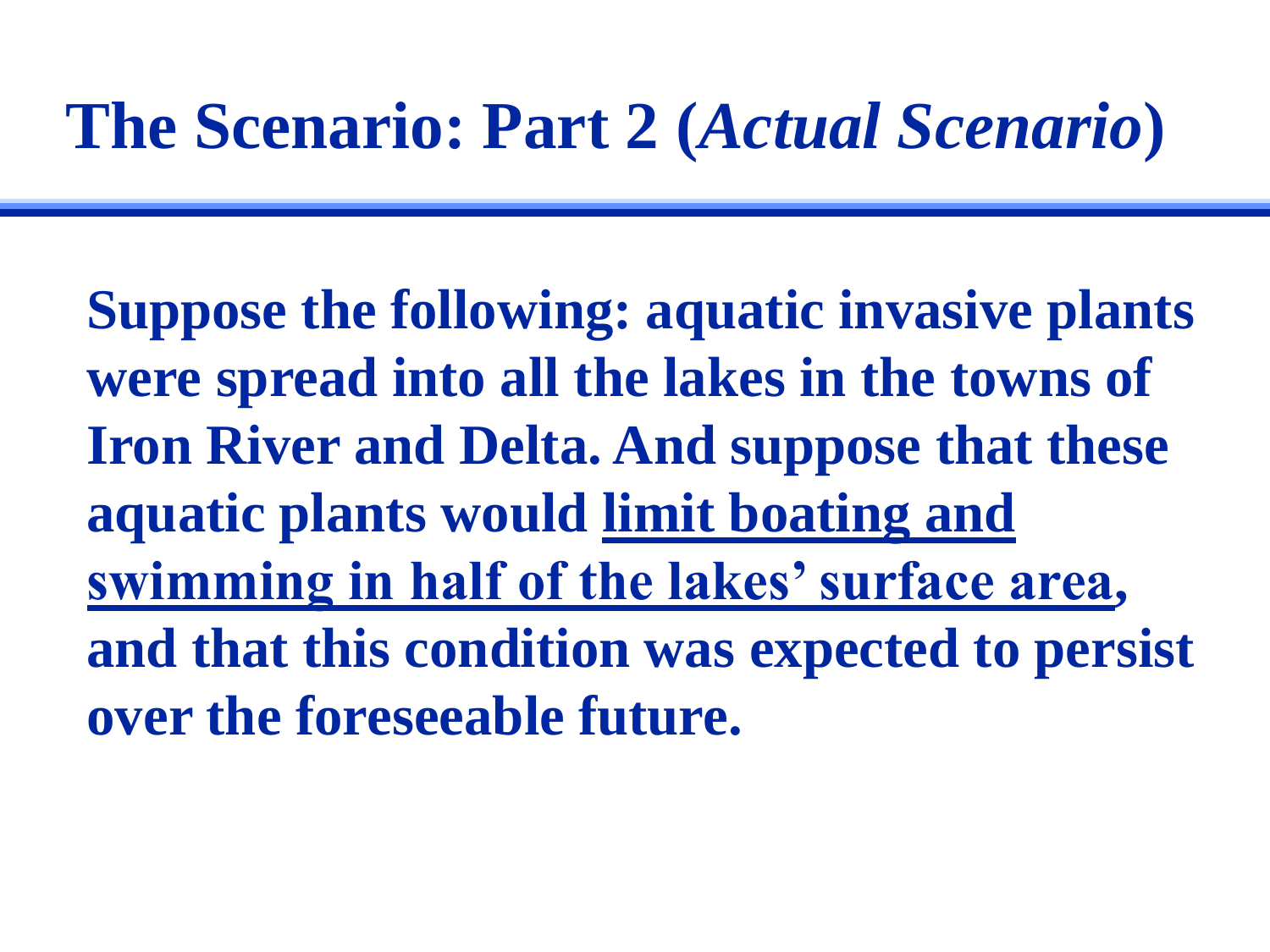# The Scenario: Part 2 (*Actual Scenario*)

**Suppose the following: aquatic invasive plants were spread into all the lakes in the towns of Iron River and Delta. And suppose that these aquatic plants would <u>limit boating and swimming in half of the lakes' surface area</u>, and that this condition was expected to persist over the foreseeable future.**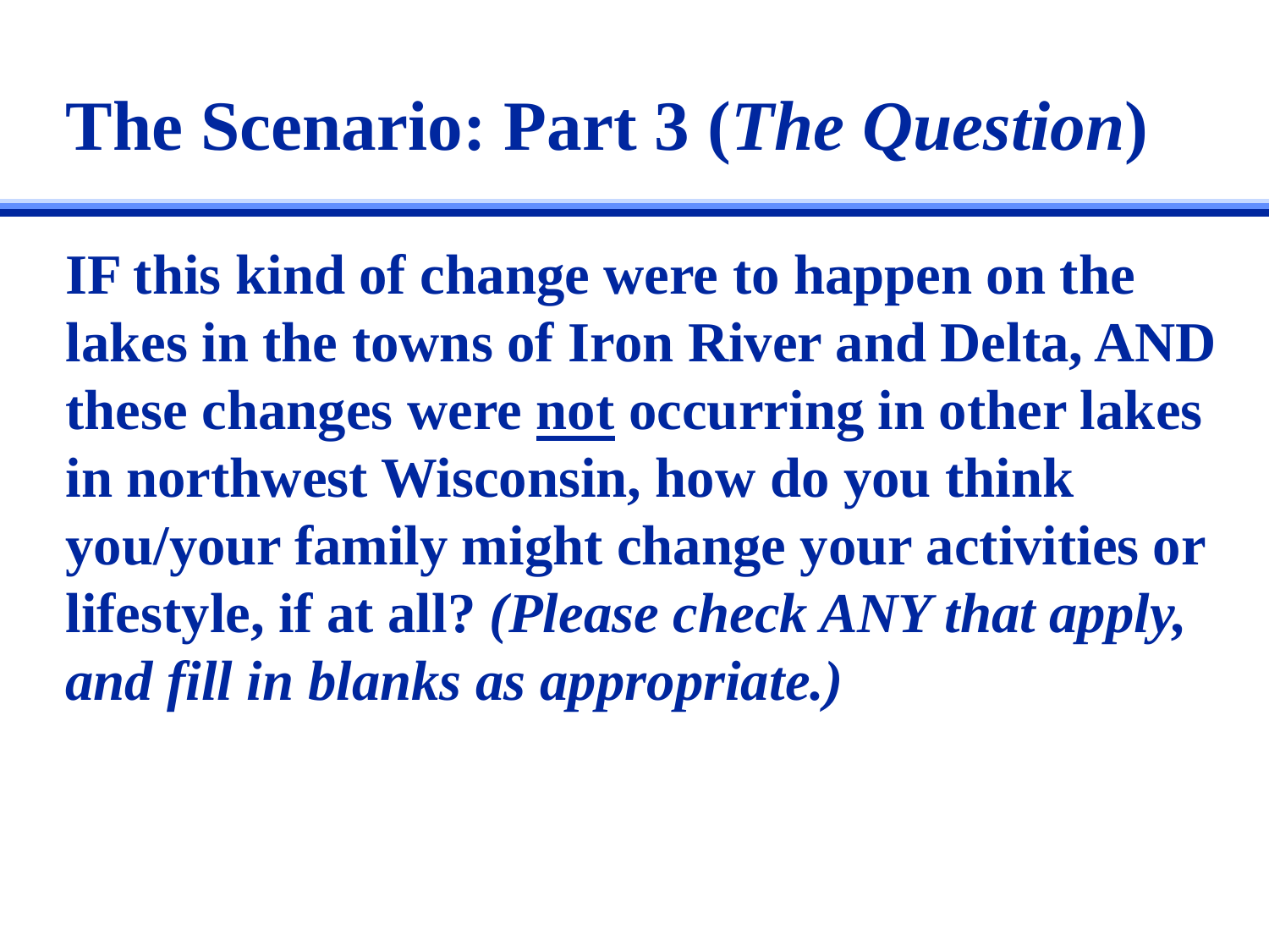# The Scenario: Part 3 (*The Question*)

**IF this kind of change were to happen on the lakes in the towns of Iron River and Delta, AND these changes were <u>not</u> occurring in other lakes in northwest Wisconsin, how do you think you/your family might change your activities or lifestyle, if at all?** ***(Please check ANY that apply, and fill in blanks as appropriate.)***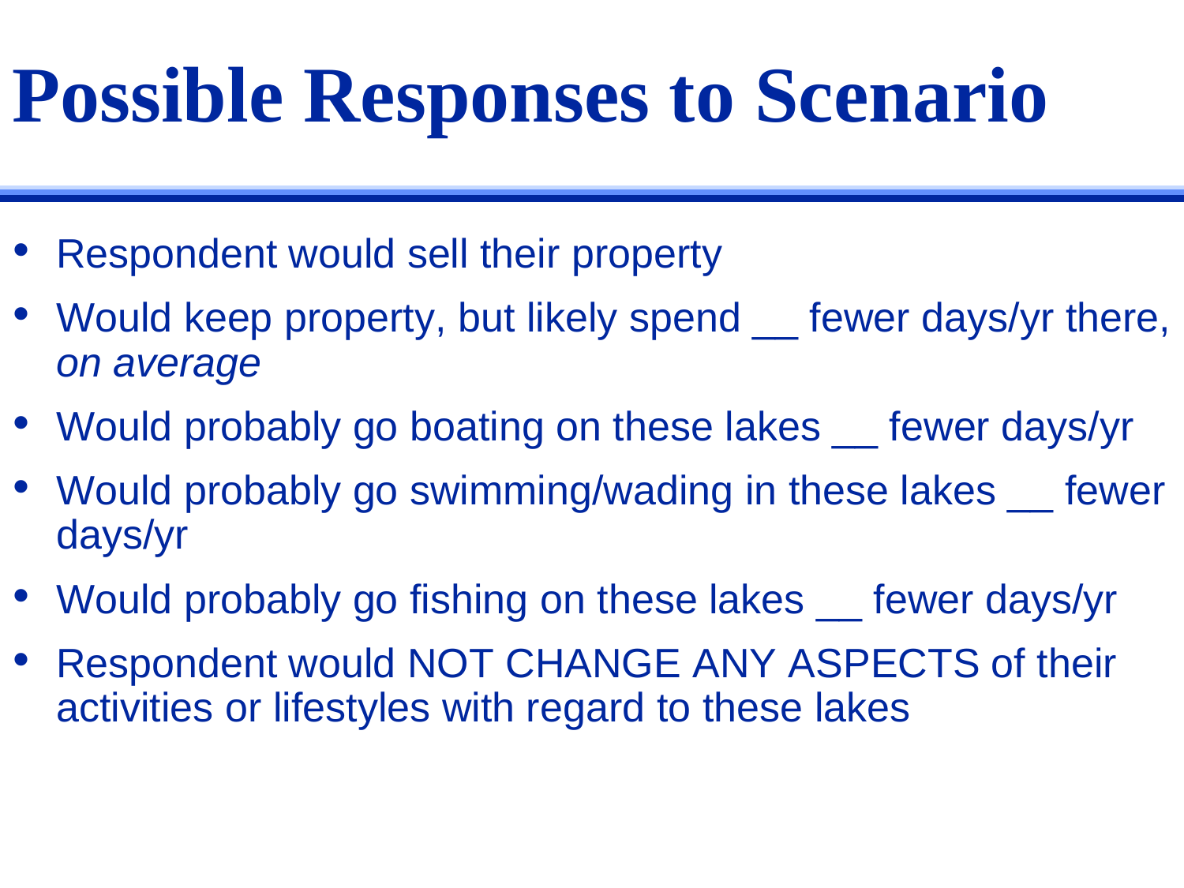# Possible Responses to Scenario

- Respondent would sell their property
- Would keep property, but likely spend __ fewer days/yr there, *on average*
- Would probably go boating on these lakes __ fewer days/yr
- Would probably go swimming/wading in these lakes __ fewer days/yr
- Would probably go fishing on these lakes __ fewer days/yr
- Respondent would NOT CHANGE ANY ASPECTS of their activities or lifestyles with regard to these lakes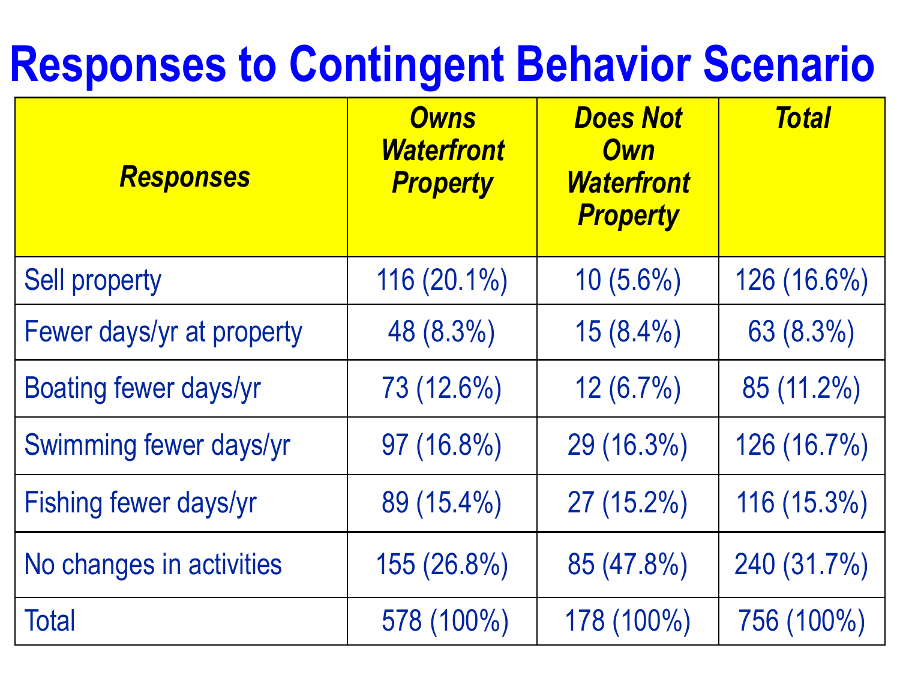# Responses to Contingent Behavior Scenario

| *Responses* | *Owns Waterfront Property* | *Does Not Own Waterfront Property* | *Total* |
|---|---|---|---|
| Sell property | 116 (20.1%) | 10 (5.6%) | 126 (16.6%) |
| Fewer days/yr at property | 48 (8.3%) | 15 (8.4%) | 63 (8.3%) |
| Boating fewer days/yr | 73 (12.6%) | 12 (6.7%) | 85 (11.2%) |
| Swimming fewer days/yr | 97 (16.8%) | 29 (16.3%) | 126 (16.7%) |
| Fishing fewer days/yr | 89 (15.4%) | 27 (15.2%) | 116 (15.3%) |
| No changes in activities | 155 (26.8%) | 85 (47.8%) | 240 (31.7%) |
| Total | 578 (100%) | 178 (100%) | 756 (100%) |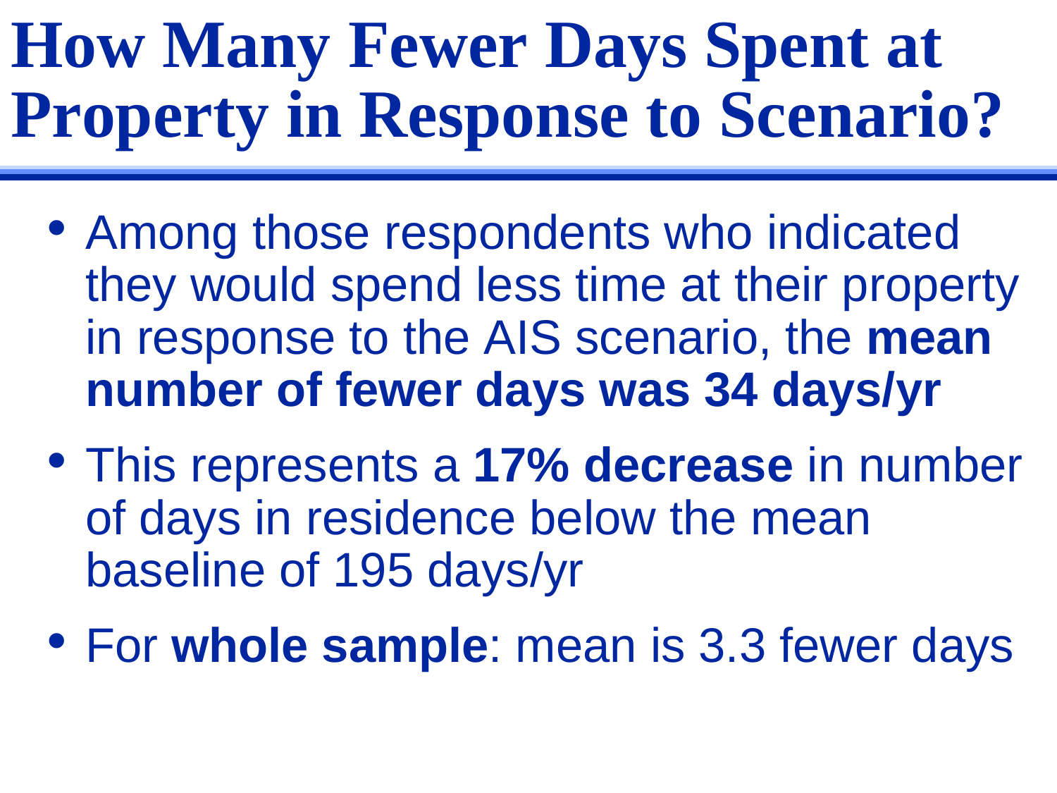# How Many Fewer Days Spent at Property in Response to Scenario?

- Among those respondents who indicated they would spend less time at their property in response to the AIS scenario, the **mean number of fewer days was 34 days/yr**
- This represents a **17% decrease** in number of days in residence below the mean baseline of 195 days/yr
- For **whole sample**: mean is 3.3 fewer days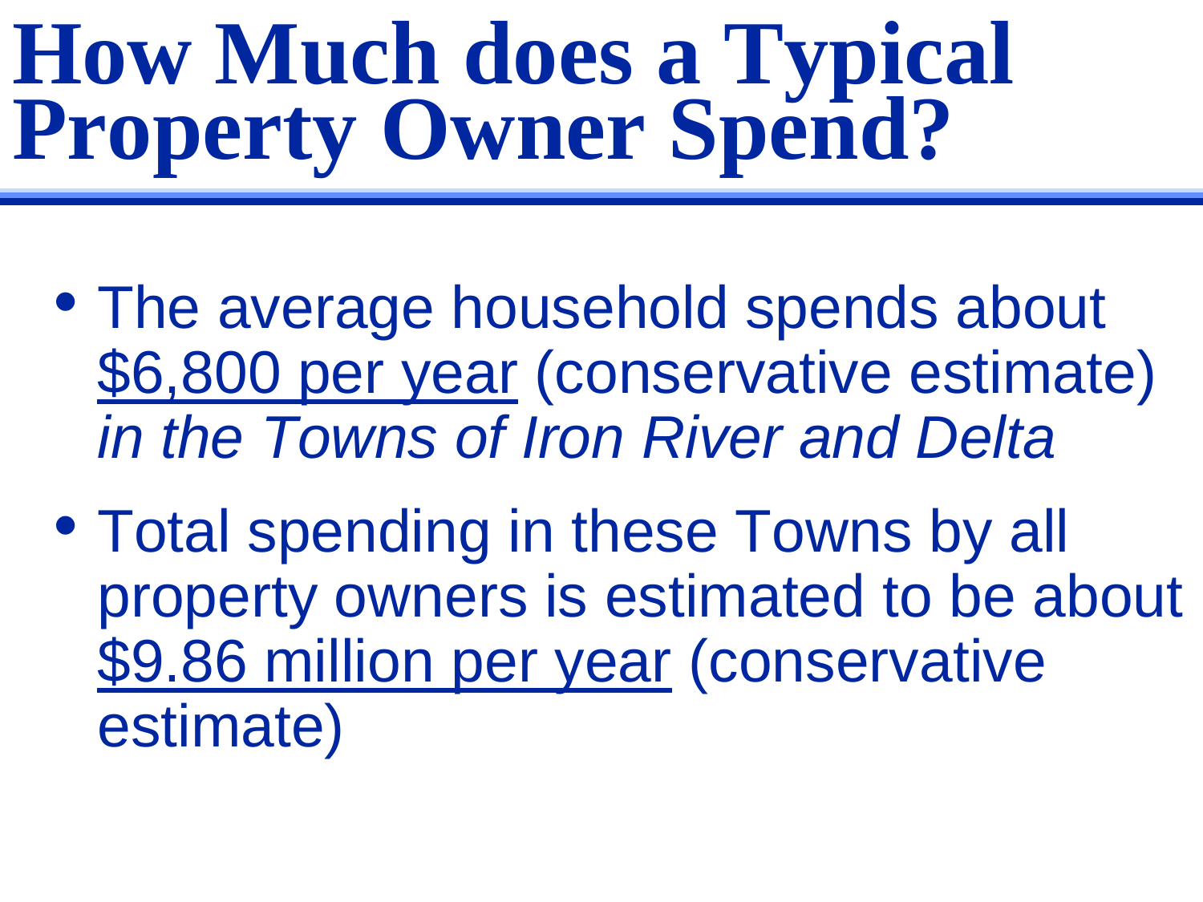# How Much does a Typical Property Owner Spend?

- The average household spends about <u>$6,800 per year</u> (conservative estimate) *in the Towns of Iron River and Delta*
- Total spending in these Towns by all property owners is estimated to be about <u>$9.86 million per year</u> (conservative estimate)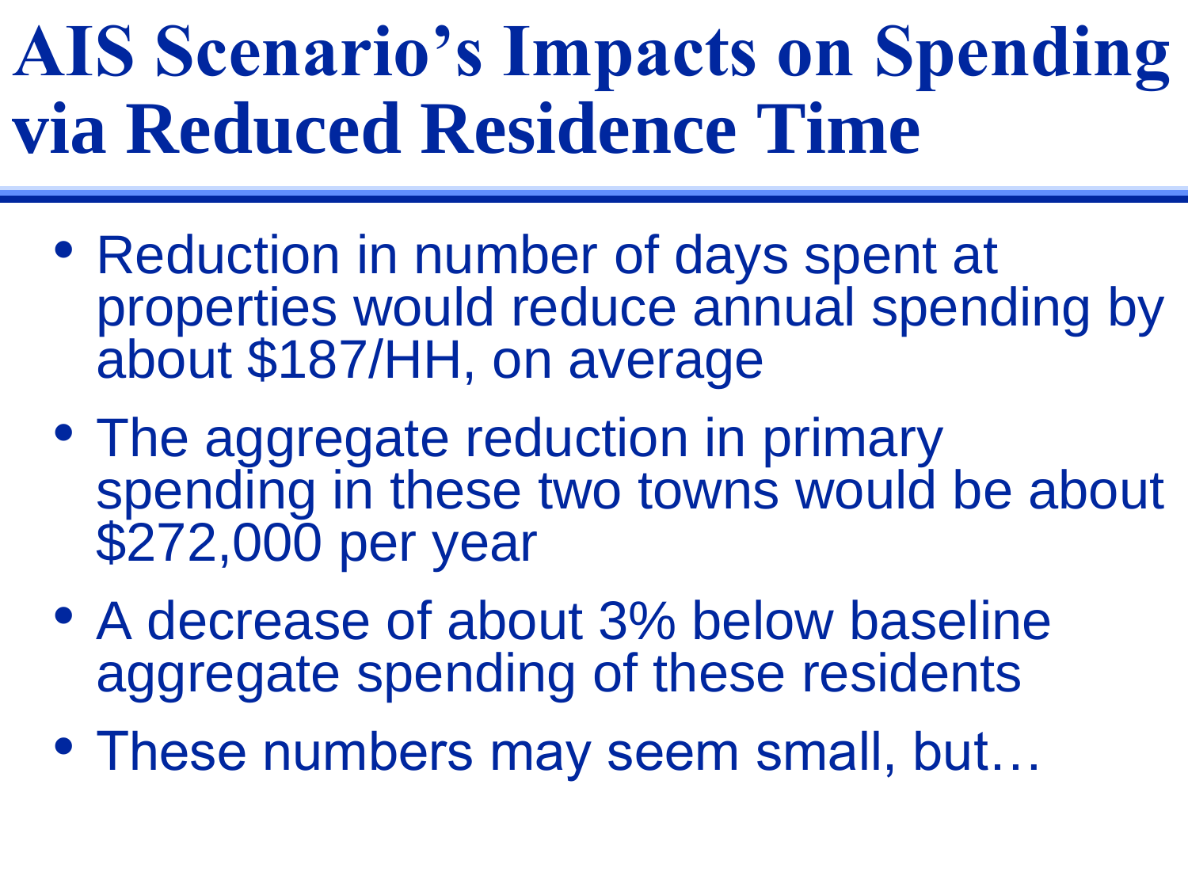# AIS Scenario's Impacts on Spending via Reduced Residence Time

- Reduction in number of days spent at properties would reduce annual spending by about $187/HH, on average
- The aggregate reduction in primary spending in these two towns would be about $272,000 per year
- A decrease of about 3% below baseline aggregate spending of these residents
- These numbers may seem small, but…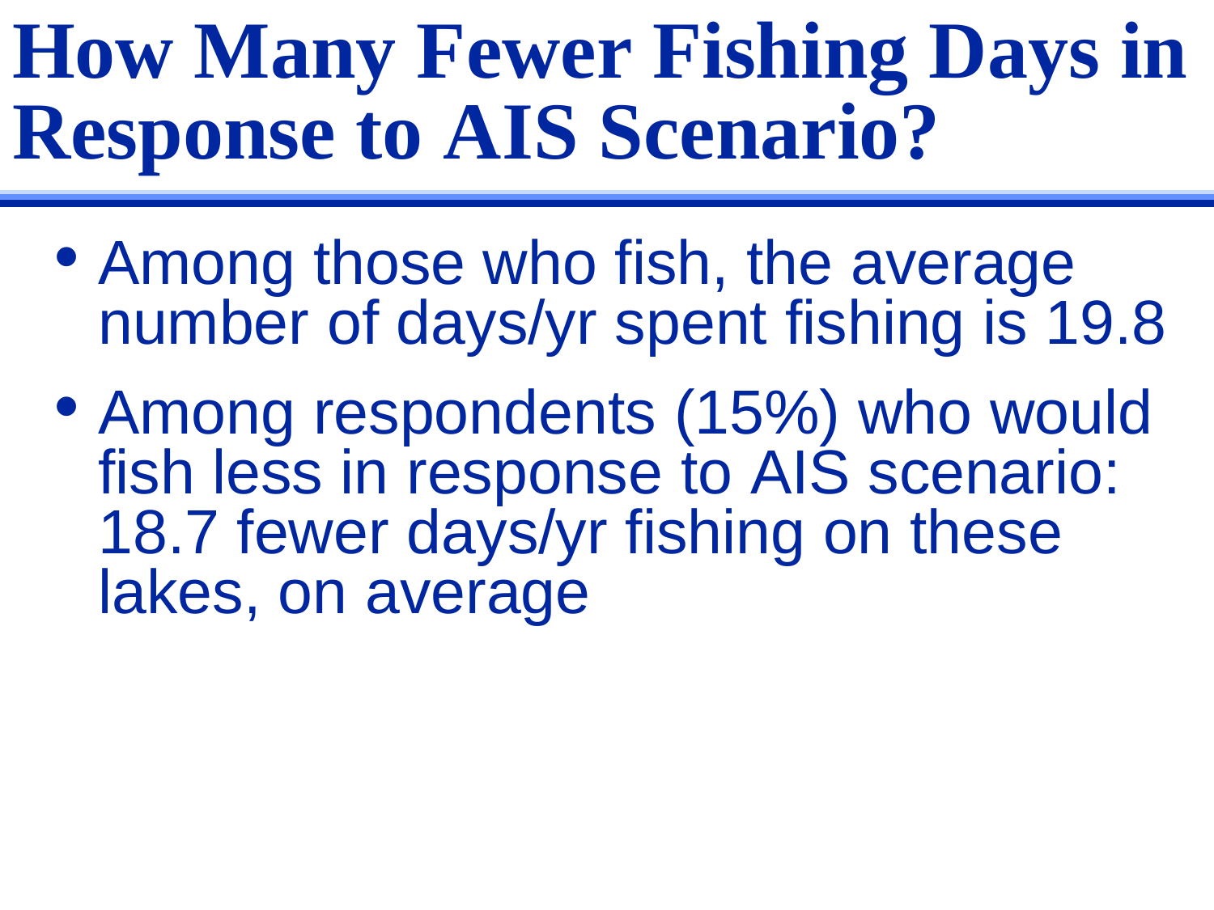# How Many Fewer Fishing Days in Response to AIS Scenario?

- Among those who fish, the average number of days/yr spent fishing is 19.8
- Among respondents (15%) who would fish less in response to AIS scenario: 18.7 fewer days/yr fishing on these lakes, on average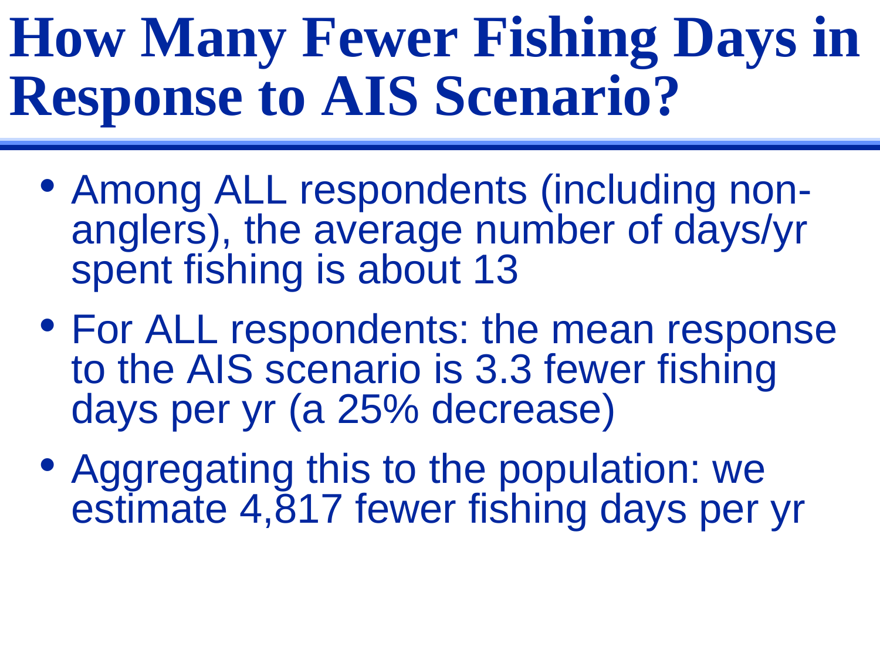# How Many Fewer Fishing Days in Response to AIS Scenario?

- Among ALL respondents (including non-anglers), the average number of days/yr spent fishing is about 13
- For ALL respondents: the mean response to the AIS scenario is 3.3 fewer fishing days per yr (a 25% decrease)
- Aggregating this to the population: we estimate 4,817 fewer fishing days per yr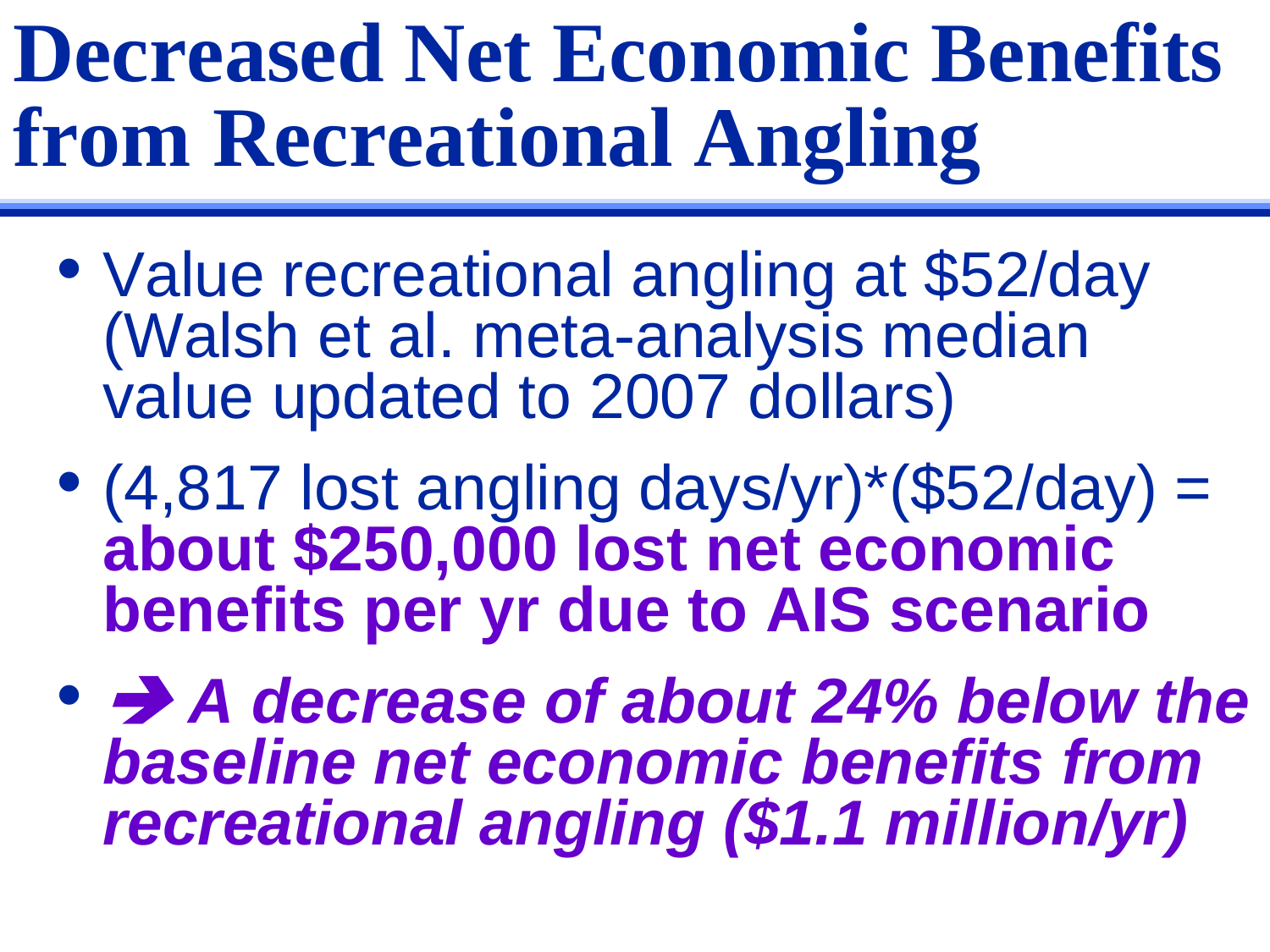# Decreased Net Economic Benefits from Recreational Angling

- Value recreational angling at $52/day (Walsh et al. meta-analysis median value updated to 2007 dollars)
- (4,817 lost angling days/yr)*($52/day) = **about $250,000 lost net economic benefits per yr due to AIS scenario**
- ***➔ A decrease of about 24% below the baseline net economic benefits from recreational angling ($1.1 million/yr)***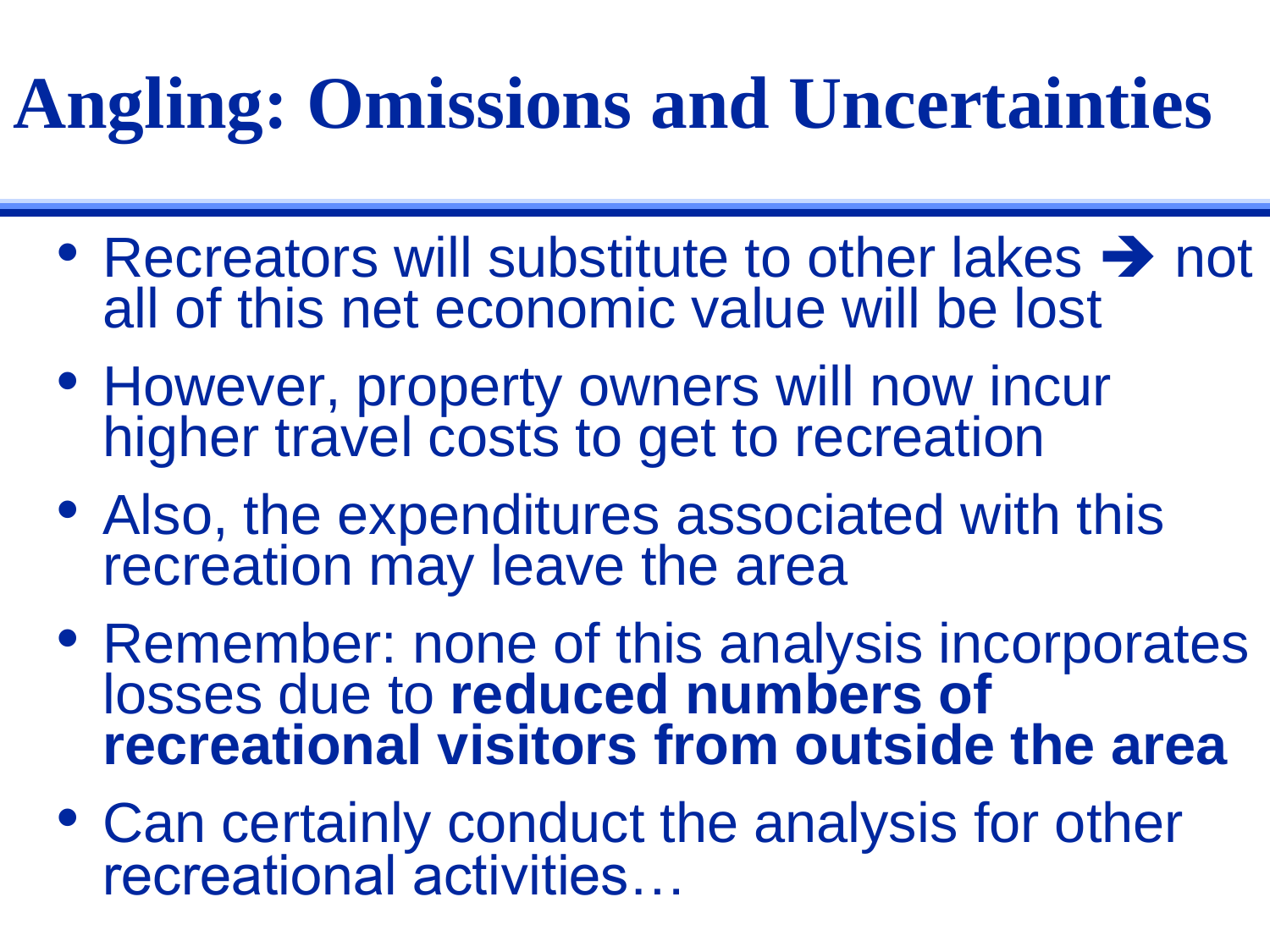# Angling: Omissions and Uncertainties

- Recreators will substitute to other lakes ➔ not all of this net economic value will be lost
- However, property owners will now incur higher travel costs to get to recreation
- Also, the expenditures associated with this recreation may leave the area
- Remember: none of this analysis incorporates losses due to **reduced numbers of recreational visitors from outside the area**
- Can certainly conduct the analysis for other recreational activities…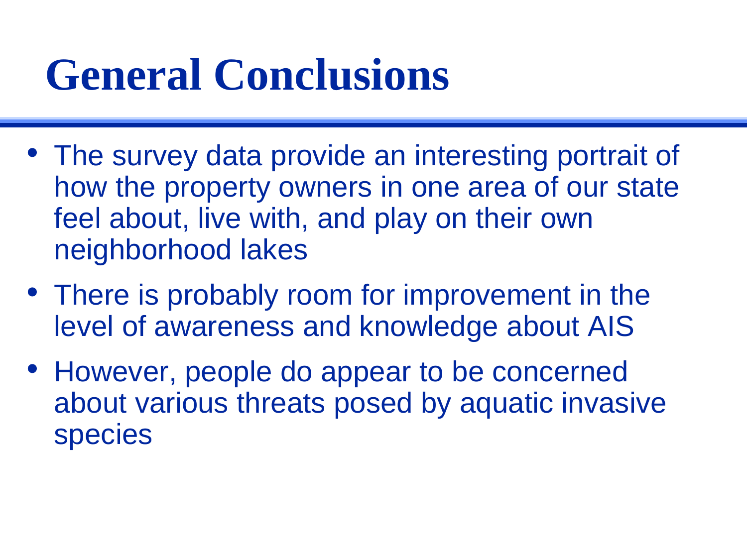# General Conclusions

- The survey data provide an interesting portrait of how the property owners in one area of our state feel about, live with, and play on their own neighborhood lakes
- There is probably room for improvement in the level of awareness and knowledge about AIS
- However, people do appear to be concerned about various threats posed by aquatic invasive species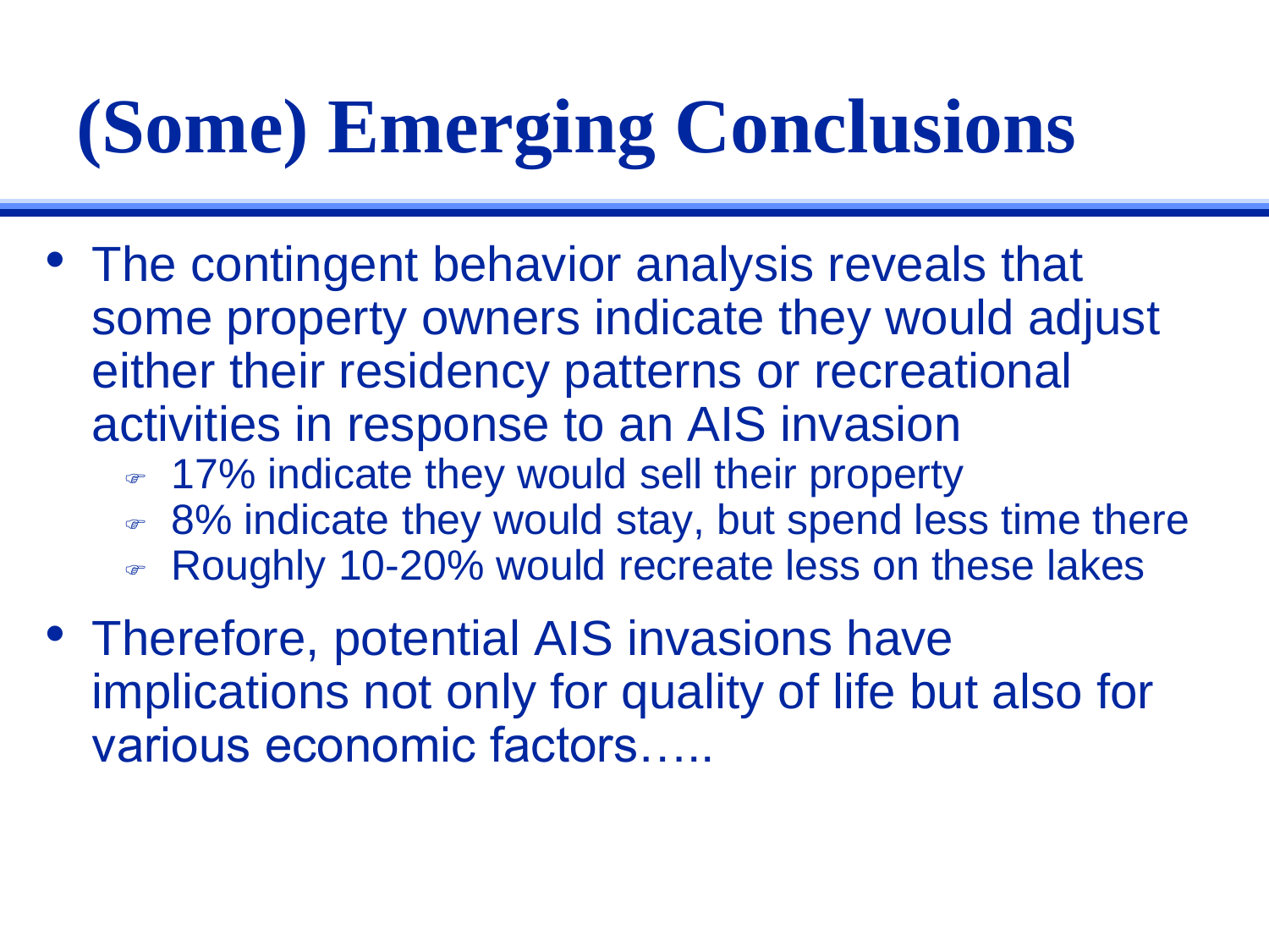# (Some) Emerging Conclusions

- The contingent behavior analysis reveals that some property owners indicate they would adjust either their residency patterns or recreational activities in response to an AIS invasion
  - 17% indicate they would sell their property
  - 8% indicate they would stay, but spend less time there
  - Roughly 10-20% would recreate less on these lakes
- Therefore, potential AIS invasions have implications not only for quality of life but also for various economic factors…..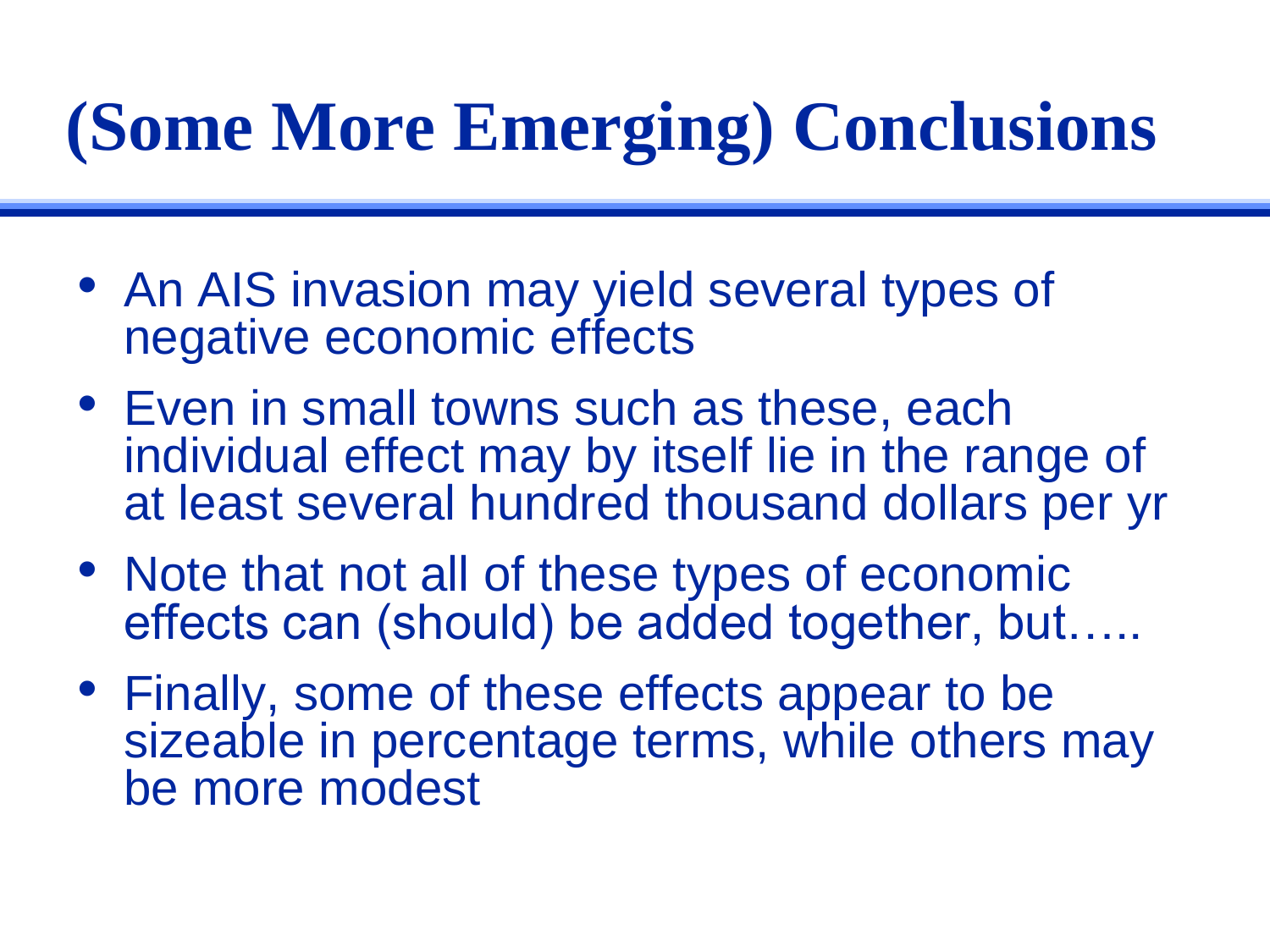# (Some More Emerging) Conclusions

- An AIS invasion may yield several types of negative economic effects
- Even in small towns such as these, each individual effect may by itself lie in the range of at least several hundred thousand dollars per yr
- Note that not all of these types of economic effects can (should) be added together, but…..
- Finally, some of these effects appear to be sizeable in percentage terms, while others may be more modest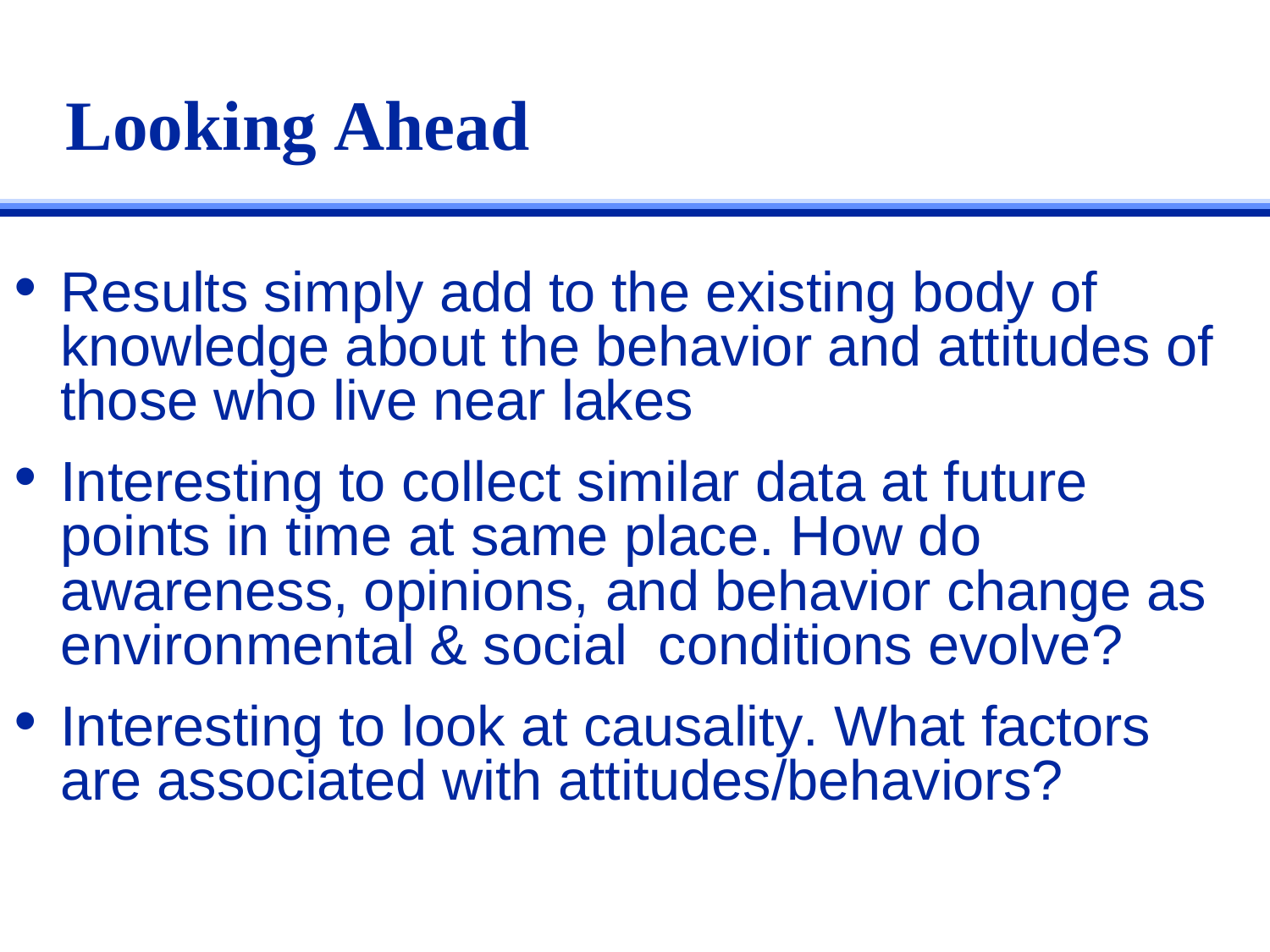# Looking Ahead

- Results simply add to the existing body of knowledge about the behavior and attitudes of those who live near lakes
- Interesting to collect similar data at future points in time at same place. How do awareness, opinions, and behavior change as environmental & social conditions evolve?
- Interesting to look at causality. What factors are associated with attitudes/behaviors?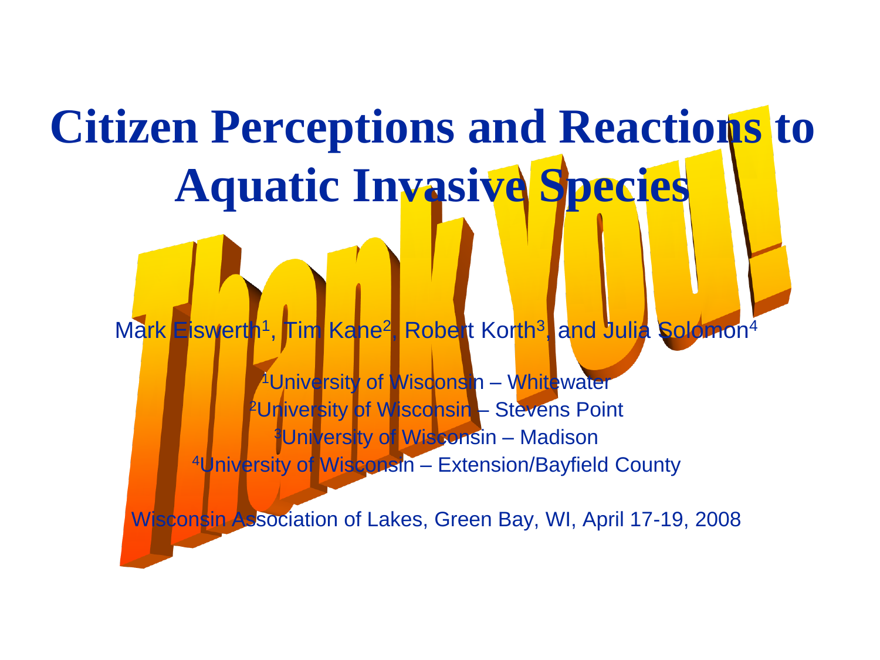# Citizen Perceptions and Reactions to Aquatic Invasive Species

Thank You!

Mark Eiswerth[1], Tim Kane[2], Robert Korth[3], and Julia Solomon[4]

[1]University of Wisconsin – Whitewater
[2]University of Wisconsin – Stevens Point
[3]University of Wisconsin – Madison
[4]University of Wisconsin – Extension/Bayfield County

Wisconsin Association of Lakes, Green Bay, WI, April 17-19, 2008